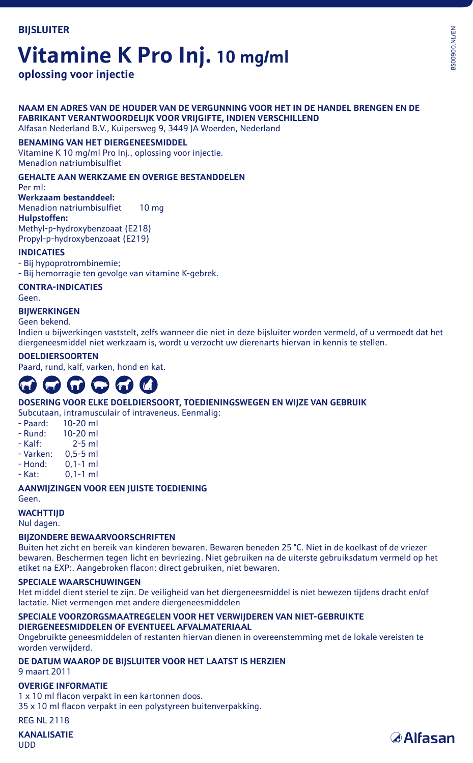**BIJSLUITER**

# Vitamine K Pro Inj. 10 mg/ml

**oplossing voor injectie**

BS00900.NL/EN

## NAAM EN ADRES VAN DE HOUDER VAN DE VERGUNNING VOOR HET IN DE HANDEL BRENGEN EN DE FABRIKANT VERANTWOORDELIJK VOOR VRIJGIFTE, INDIEN VERSCHILLEND

Alfasan Nederland B.V., Kuipersweg 9, 3449 JA Woerden, Nederland

## BENAMING VAN HET DIERGENEESMIDDEL

Vitamine K 10 mg/ml Pro Inj., oplossing voor injectie.
Menadion natriumbisulfiet

## GEHALTE AAN WERKZAME EN OVERIGE BESTANDDELEN

Per ml:

**Werkzaam bestanddeel:**
Menadion natriumbisulfiet 10 mg

**Hulpstoffen:**
Methyl-p-hydroxybenzoaat (E218)
Propyl-p-hydroxybenzoaat (E219)

## INDICATIES

- Bij hypoprotrombinemie;
- Bij hemorragie ten gevolge van vitamine K-gebrek.

## CONTRA-INDICATIES

Geen.

## BIJWERKINGEN

Geen bekend.
Indien u bijwerkingen vaststelt, zelfs wanneer die niet in deze bijsluiter worden vermeld, of u vermoedt dat het diergeneesmiddel niet werkzaam is, wordt u verzocht uw dierenarts hiervan in kennis te stellen.

## DOELDIERSOORTEN

Paard, rund, kalf, varken, hond en kat.

## DOSERING VOOR ELKE DOELDIERSOORT, TOEDIENINGSWEGEN EN WIJZE VAN GEBRUIK

Subcutaan, intramusculair of intraveneus. Eenmalig:

- Paard: 10-20 ml
- Rund: 10-20 ml
- Kalf: 2-5 ml
- Varken: 0,5-5 ml
- Hond: 0,1-1 ml
- Kat: 0,1-1 ml

## AANWIJZINGEN VOOR EEN JUISTE TOEDIENING

Geen.

## WACHTTIJD

Nul dagen.

## BIJZONDERE BEWAARVOORSCHRIFTEN

Buiten het zicht en bereik van kinderen bewaren. Bewaren beneden 25 °C. Niet in de koelkast of de vriezer bewaren. Beschermen tegen licht en bevriezing. Niet gebruiken na de uiterste gebruiksdatum vermeld op het etiket na EXP:. Aangebroken flacon: direct gebruiken, niet bewaren.

## SPECIALE WAARSCHUWINGEN

Het middel dient steriel te zijn. De veiligheid van het diergeneesmiddel is niet bewezen tijdens dracht en/of lactatie. Niet vermengen met andere diergeneesmiddelen

## SPECIALE VOORZORGSMAATREGELEN VOOR HET VERWIJDEREN VAN NIET-GEBRUIKTE DIERGENEESMIDDELEN OF EVENTUEEL AFVALMATERIAAL

Ongebruikte geneesmiddelen of restanten hiervan dienen in overeenstemming met de lokale vereisten te worden verwijderd.

## DE DATUM WAAROP DE BIJSLUITER VOOR HET LAATST IS HERZIEN

9 maart 2011

## OVERIGE INFORMATIE

1 x 10 ml flacon verpakt in een kartonnen doos.
35 x 10 ml flacon verpakt in een polystyreen buitenverpakking.

REG NL 2118

## KANALISATIE

UDD

Alfasan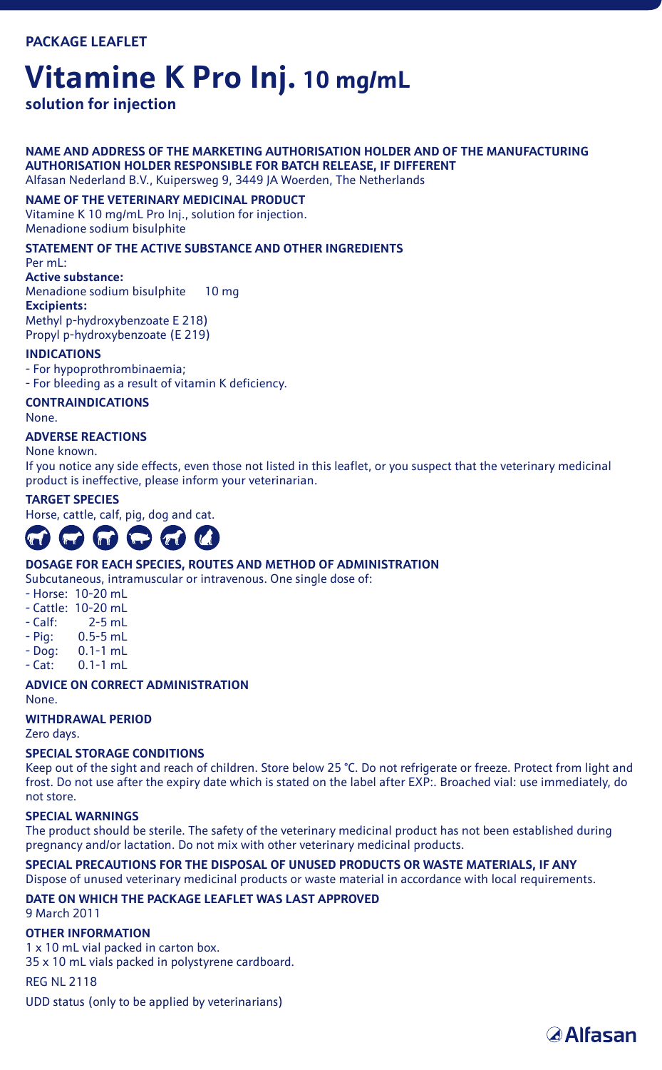**PACKAGE LEAFLET**

# Vitamine K Pro Inj. 10 mg/mL

**solution for injection**

### NAME AND ADDRESS OF THE MARKETING AUTHORISATION HOLDER AND OF THE MANUFACTURING AUTHORISATION HOLDER RESPONSIBLE FOR BATCH RELEASE, IF DIFFERENT

Alfasan Nederland B.V., Kuipersweg 9, 3449 JA Woerden, The Netherlands

### NAME OF THE VETERINARY MEDICINAL PRODUCT

Vitamine K 10 mg/mL Pro Inj., solution for injection.
Menadione sodium bisulphite

### STATEMENT OF THE ACTIVE SUBSTANCE AND OTHER INGREDIENTS

Per mL:

**Active substance:**

Menadione sodium bisulphite 10 mg

**Excipients:**

Methyl p-hydroxybenzoate E 218)
Propyl p-hydroxybenzoate (E 219)

### INDICATIONS

- For hypoprothrombinaemia;
- For bleeding as a result of vitamin K deficiency.

### CONTRAINDICATIONS

None.

### ADVERSE REACTIONS

None known.
If you notice any side effects, even those not listed in this leaflet, or you suspect that the veterinary medicinal product is ineffective, please inform your veterinarian.

### TARGET SPECIES

Horse, cattle, calf, pig, dog and cat.

### DOSAGE FOR EACH SPECIES, ROUTES AND METHOD OF ADMINISTRATION

Subcutaneous, intramuscular or intravenous. One single dose of:

- Horse: 10-20 mL
- Cattle: 10-20 mL
- Calf: 2-5 mL
- Pig: 0.5-5 mL
- Dog: 0.1-1 mL
- Cat: 0.1-1 mL

### ADVICE ON CORRECT ADMINISTRATION

None.

### WITHDRAWAL PERIOD

Zero days.

### SPECIAL STORAGE CONDITIONS

Keep out of the sight and reach of children. Store below 25 °C. Do not refrigerate or freeze. Protect from light and frost. Do not use after the expiry date which is stated on the label after EXP:. Broached vial: use immediately, do not store.

### SPECIAL WARNINGS

The product should be sterile. The safety of the veterinary medicinal product has not been established during pregnancy and/or lactation. Do not mix with other veterinary medicinal products.

### SPECIAL PRECAUTIONS FOR THE DISPOSAL OF UNUSED PRODUCTS OR WASTE MATERIALS, IF ANY

Dispose of unused veterinary medicinal products or waste material in accordance with local requirements.

### DATE ON WHICH THE PACKAGE LEAFLET WAS LAST APPROVED

9 March 2011

### OTHER INFORMATION

1 x 10 mL vial packed in carton box.
35 x 10 mL vials packed in polystyrene cardboard.

REG NL 2118

UDD status (only to be applied by veterinarians)

Alfasan